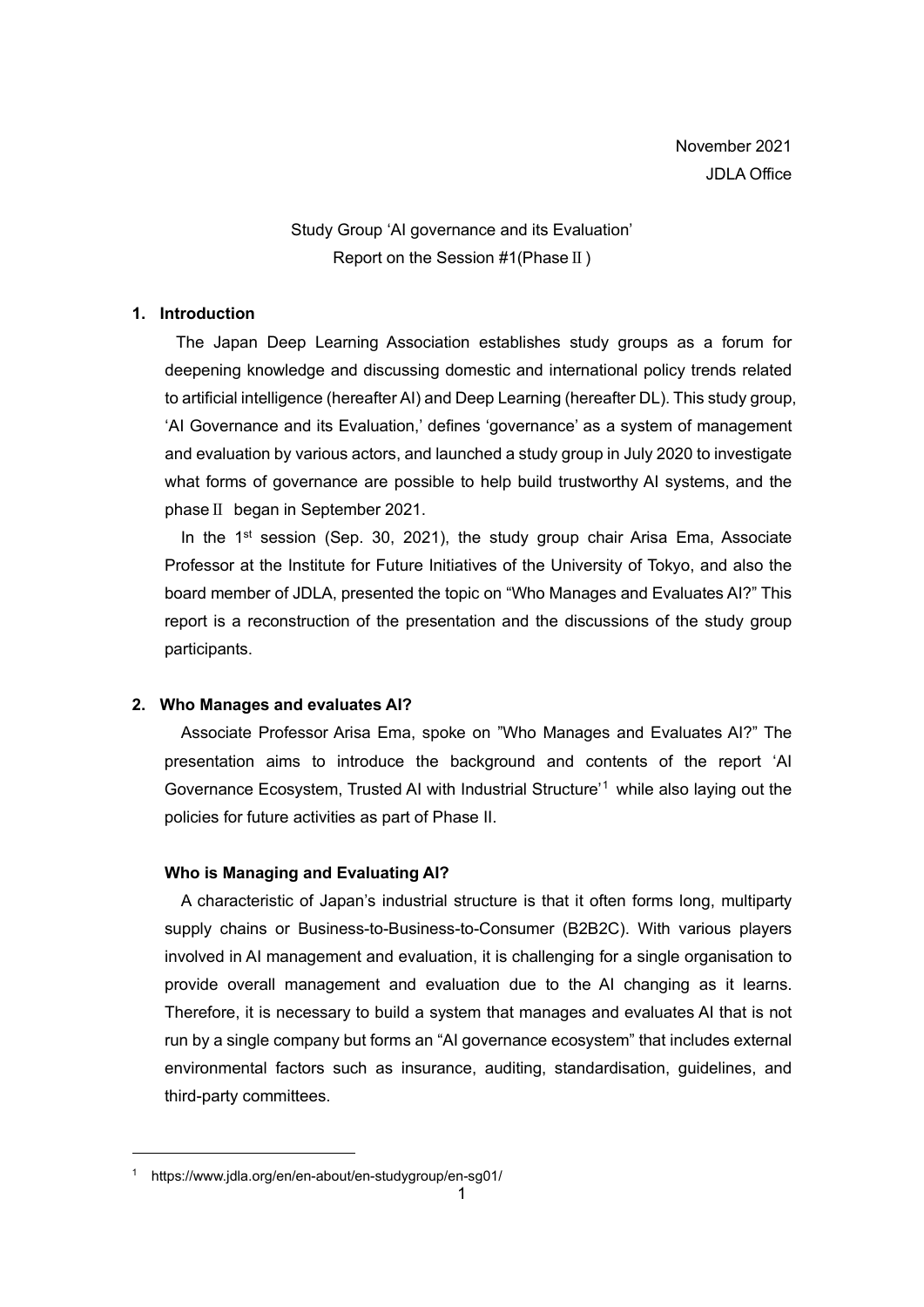November 2021

JDLA Office

Study Group 'AI governance and its Evaluation'

Report on the Session #1(Phase Ⅱ)

## 1. Introduction

The Japan Deep Learning Association establishes study groups as a forum for deepening knowledge and discussing domestic and international policy trends related to artificial intelligence (hereafter AI) and Deep Learning (hereafter DL). This study group, 'AI Governance and its Evaluation,' defines 'governance' as a system of management and evaluation by various actors, and launched a study group in July 2020 to investigate what forms of governance are possible to help build trustworthy AI systems, and the phase Ⅱ began in September 2021.

In the 1st session (Sep. 30, 2021), the study group chair Arisa Ema, Associate Professor at the Institute for Future Initiatives of the University of Tokyo, and also the board member of JDLA, presented the topic on "Who Manages and Evaluates AI?" This report is a reconstruction of the presentation and the discussions of the study group participants.

## 2. Who Manages and evaluates AI?

Associate Professor Arisa Ema, spoke on "Who Manages and Evaluates AI?" The presentation aims to introduce the background and contents of the report 'AI Governance Ecosystem, Trusted AI with Industrial Structure'[1] while also laying out the policies for future activities as part of Phase II.

### Who is Managing and Evaluating AI?

A characteristic of Japan's industrial structure is that it often forms long, multiparty supply chains or Business-to-Business-to-Consumer (B2B2C). With various players involved in AI management and evaluation, it is challenging for a single organisation to provide overall management and evaluation due to the AI changing as it learns. Therefore, it is necessary to build a system that manages and evaluates AI that is not run by a single company but forms an "AI governance ecosystem" that includes external environmental factors such as insurance, auditing, standardisation, guidelines, and third-party committees.

---

[1] https://www.jdla.org/en/en-about/en-studygroup/en-sg01/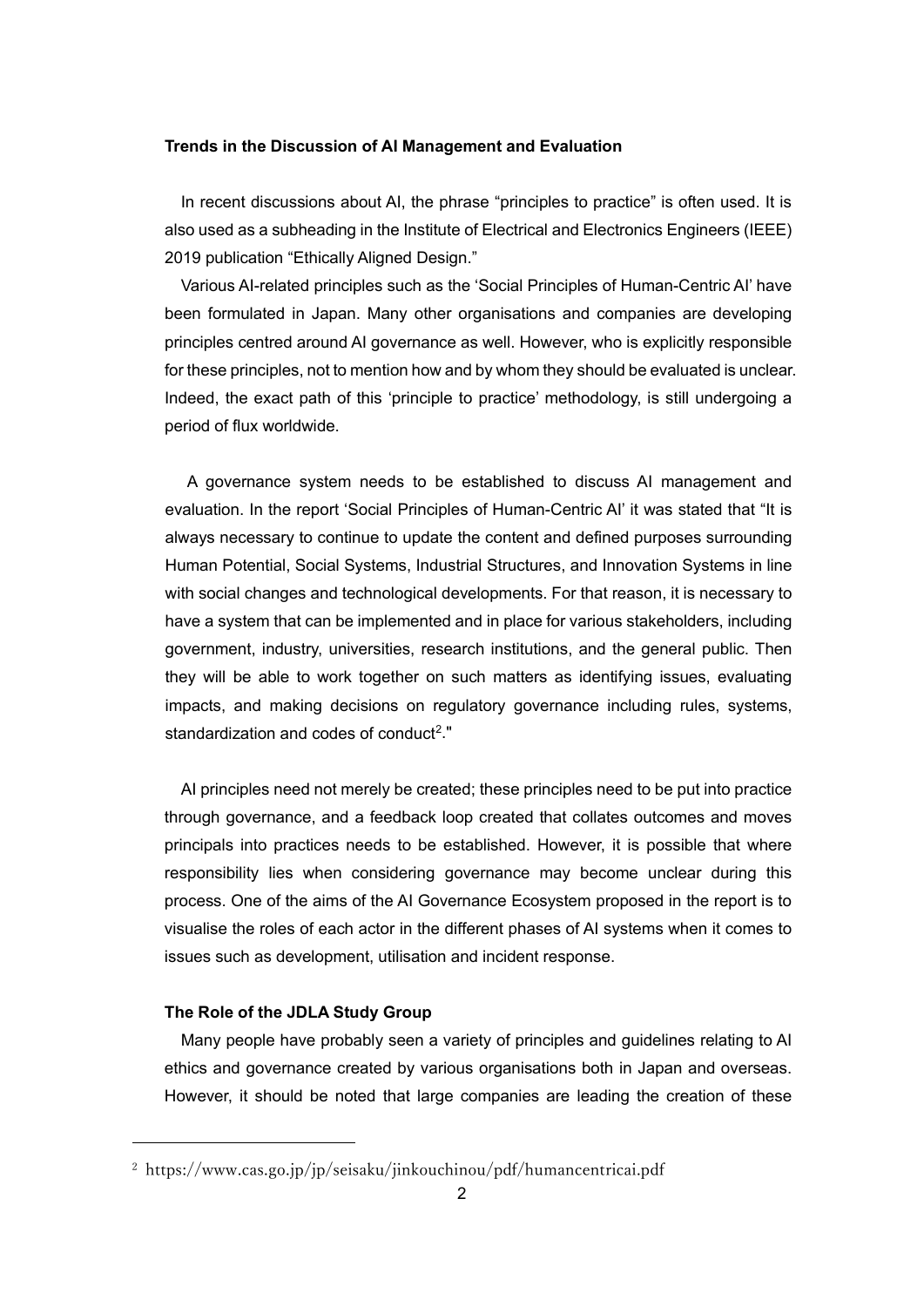**Trends in the Discussion of AI Management and Evaluation**

In recent discussions about AI, the phrase "principles to practice" is often used. It is also used as a subheading in the Institute of Electrical and Electronics Engineers (IEEE) 2019 publication "Ethically Aligned Design."

Various AI-related principles such as the 'Social Principles of Human-Centric AI' have been formulated in Japan. Many other organisations and companies are developing principles centred around AI governance as well. However, who is explicitly responsible for these principles, not to mention how and by whom they should be evaluated is unclear. Indeed, the exact path of this 'principle to practice' methodology, is still undergoing a period of flux worldwide.

A governance system needs to be established to discuss AI management and evaluation. In the report 'Social Principles of Human-Centric AI' it was stated that "It is always necessary to continue to update the content and defined purposes surrounding Human Potential, Social Systems, Industrial Structures, and Innovation Systems in line with social changes and technological developments. For that reason, it is necessary to have a system that can be implemented and in place for various stakeholders, including government, industry, universities, research institutions, and the general public. Then they will be able to work together on such matters as identifying issues, evaluating impacts, and making decisions on regulatory governance including rules, systems, standardization and codes of conduct[2]."

AI principles need not merely be created; these principles need to be put into practice through governance, and a feedback loop created that collates outcomes and moves principals into practices needs to be established. However, it is possible that where responsibility lies when considering governance may become unclear during this process. One of the aims of the AI Governance Ecosystem proposed in the report is to visualise the roles of each actor in the different phases of AI systems when it comes to issues such as development, utilisation and incident response.

**The Role of the JDLA Study Group**

Many people have probably seen a variety of principles and guidelines relating to AI ethics and governance created by various organisations both in Japan and overseas. However, it should be noted that large companies are leading the creation of these

---

[2] https://www.cas.go.jp/jp/seisaku/jinkouchinou/pdf/humancentricai.pdf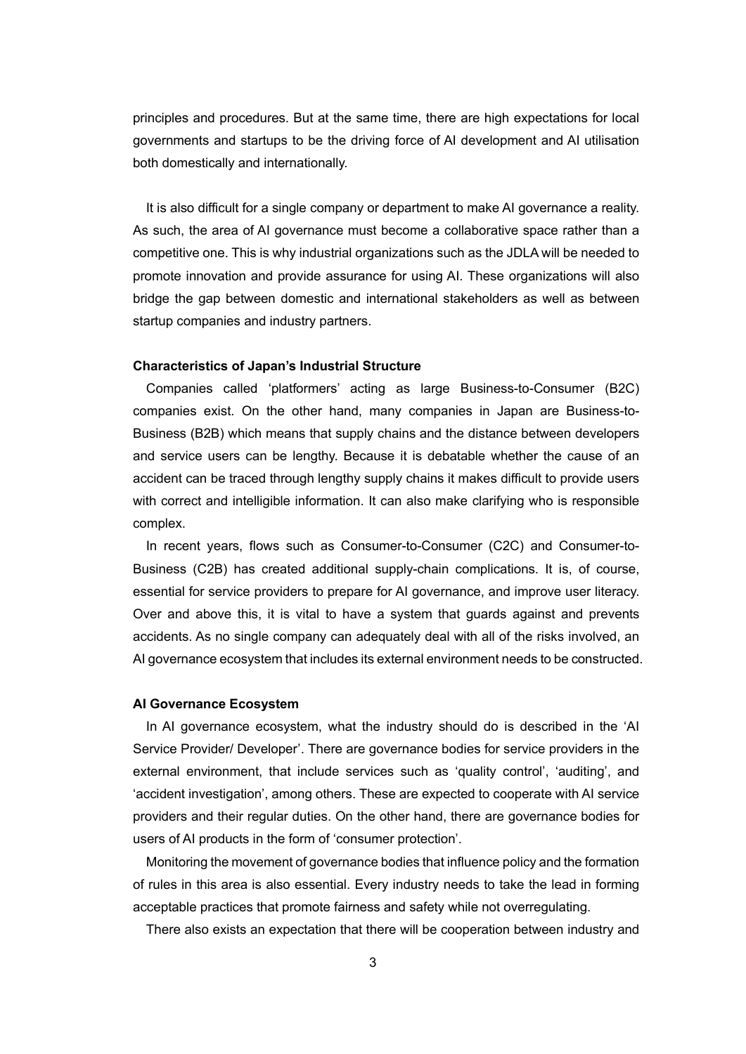principles and procedures. But at the same time, there are high expectations for local governments and startups to be the driving force of AI development and AI utilisation both domestically and internationally.

It is also difficult for a single company or department to make AI governance a reality. As such, the area of AI governance must become a collaborative space rather than a competitive one. This is why industrial organizations such as the JDLA will be needed to promote innovation and provide assurance for using AI. These organizations will also bridge the gap between domestic and international stakeholders as well as between startup companies and industry partners.

**Characteristics of Japan's Industrial Structure**

Companies called 'platformers' acting as large Business-to-Consumer (B2C) companies exist. On the other hand, many companies in Japan are Business-to-Business (B2B) which means that supply chains and the distance between developers and service users can be lengthy. Because it is debatable whether the cause of an accident can be traced through lengthy supply chains it makes difficult to provide users with correct and intelligible information. It can also make clarifying who is responsible complex.

In recent years, flows such as Consumer-to-Consumer (C2C) and Consumer-to-Business (C2B) has created additional supply-chain complications. It is, of course, essential for service providers to prepare for AI governance, and improve user literacy. Over and above this, it is vital to have a system that guards against and prevents accidents. As no single company can adequately deal with all of the risks involved, an AI governance ecosystem that includes its external environment needs to be constructed.

**AI Governance Ecosystem**

In AI governance ecosystem, what the industry should do is described in the 'AI Service Provider/ Developer'. There are governance bodies for service providers in the external environment, that include services such as 'quality control', 'auditing', and 'accident investigation', among others. These are expected to cooperate with AI service providers and their regular duties. On the other hand, there are governance bodies for users of AI products in the form of 'consumer protection'.

Monitoring the movement of governance bodies that influence policy and the formation of rules in this area is also essential. Every industry needs to take the lead in forming acceptable practices that promote fairness and safety while not overregulating.

There also exists an expectation that there will be cooperation between industry and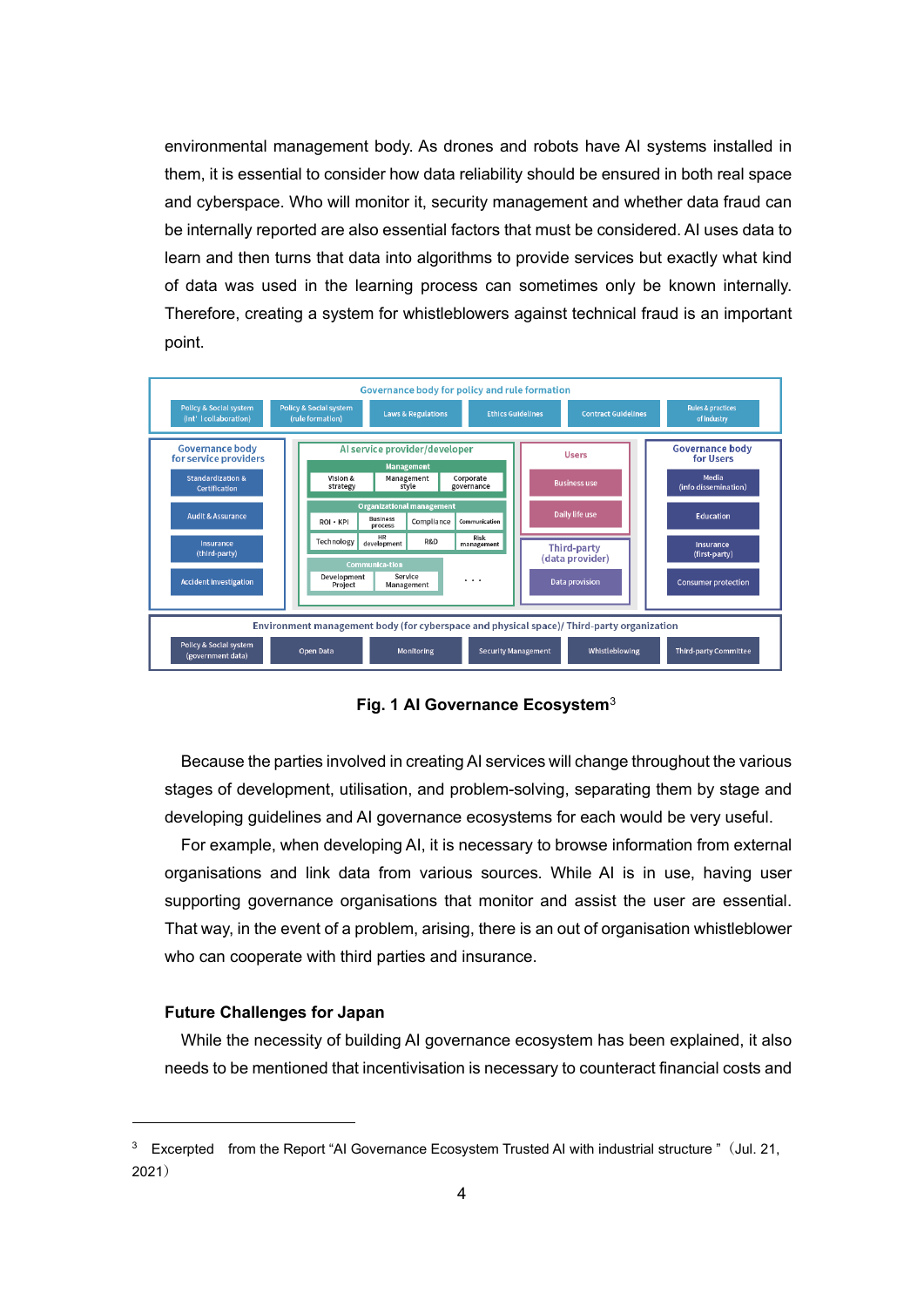environmental management body. As drones and robots have AI systems installed in them, it is essential to consider how data reliability should be ensured in both real space and cyberspace. Who will monitor it, security management and whether data fraud can be internally reported are also essential factors that must be considered. AI uses data to learn and then turns that data into algorithms to provide services but exactly what kind of data was used in the learning process can sometimes only be known internally. Therefore, creating a system for whistleblowers against technical fraud is an important point.

**Fig. 1 AI Governance Ecosystem**[3]

Because the parties involved in creating AI services will change throughout the various stages of development, utilisation, and problem-solving, separating them by stage and developing guidelines and AI governance ecosystems for each would be very useful.

For example, when developing AI, it is necessary to browse information from external organisations and link data from various sources. While AI is in use, having user supporting governance organisations that monitor and assist the user are essential. That way, in the event of a problem, arising, there is an out of organisation whistleblower who can cooperate with third parties and insurance.

### Future Challenges for Japan

While the necessity of building AI governance ecosystem has been explained, it also needs to be mentioned that incentivisation is necessary to counteract financial costs and

---

[3] Excerpted from the Report "AI Governance Ecosystem Trusted AI with industrial structure "（Jul. 21, 2021）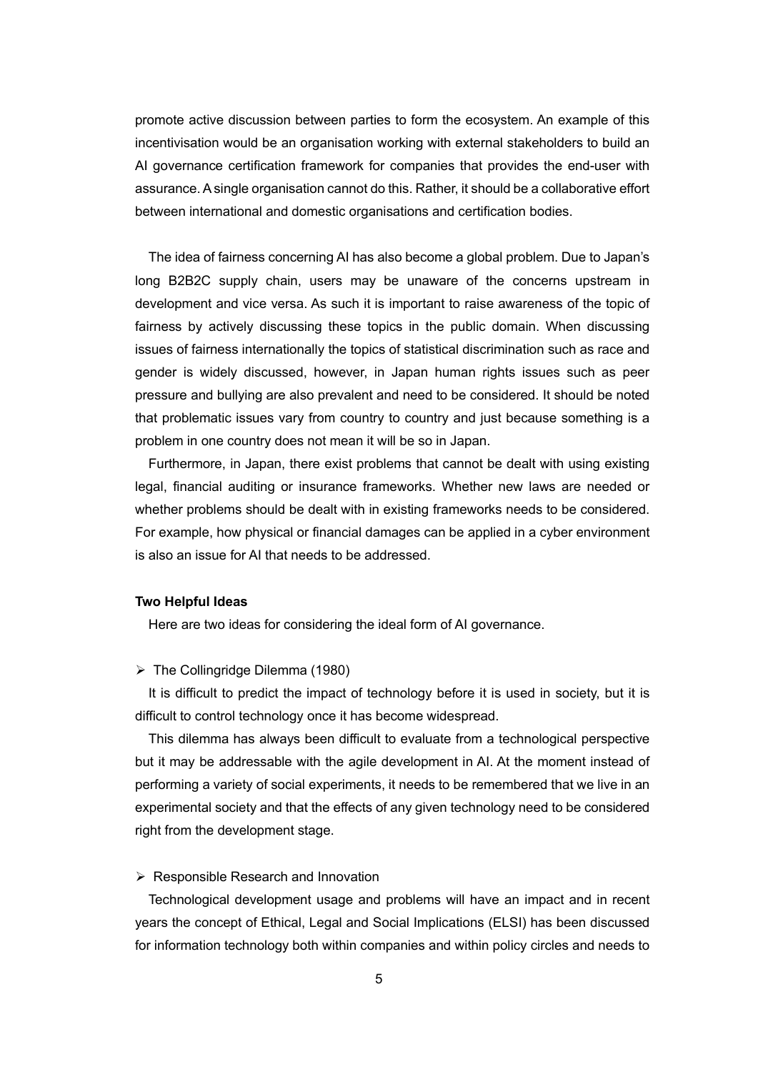promote active discussion between parties to form the ecosystem. An example of this incentivisation would be an organisation working with external stakeholders to build an AI governance certification framework for companies that provides the end-user with assurance. A single organisation cannot do this. Rather, it should be a collaborative effort between international and domestic organisations and certification bodies.

The idea of fairness concerning AI has also become a global problem. Due to Japan's long B2B2C supply chain, users may be unaware of the concerns upstream in development and vice versa. As such it is important to raise awareness of the topic of fairness by actively discussing these topics in the public domain. When discussing issues of fairness internationally the topics of statistical discrimination such as race and gender is widely discussed, however, in Japan human rights issues such as peer pressure and bullying are also prevalent and need to be considered. It should be noted that problematic issues vary from country to country and just because something is a problem in one country does not mean it will be so in Japan.

Furthermore, in Japan, there exist problems that cannot be dealt with using existing legal, financial auditing or insurance frameworks. Whether new laws are needed or whether problems should be dealt with in existing frameworks needs to be considered. For example, how physical or financial damages can be applied in a cyber environment is also an issue for AI that needs to be addressed.

**Two Helpful Ideas**

Here are two ideas for considering the ideal form of AI governance.

- The Collingridge Dilemma (1980)

It is difficult to predict the impact of technology before it is used in society, but it is difficult to control technology once it has become widespread.

This dilemma has always been difficult to evaluate from a technological perspective but it may be addressable with the agile development in AI. At the moment instead of performing a variety of social experiments, it needs to be remembered that we live in an experimental society and that the effects of any given technology need to be considered right from the development stage.

- Responsible Research and Innovation

Technological development usage and problems will have an impact and in recent years the concept of Ethical, Legal and Social Implications (ELSI) has been discussed for information technology both within companies and within policy circles and needs to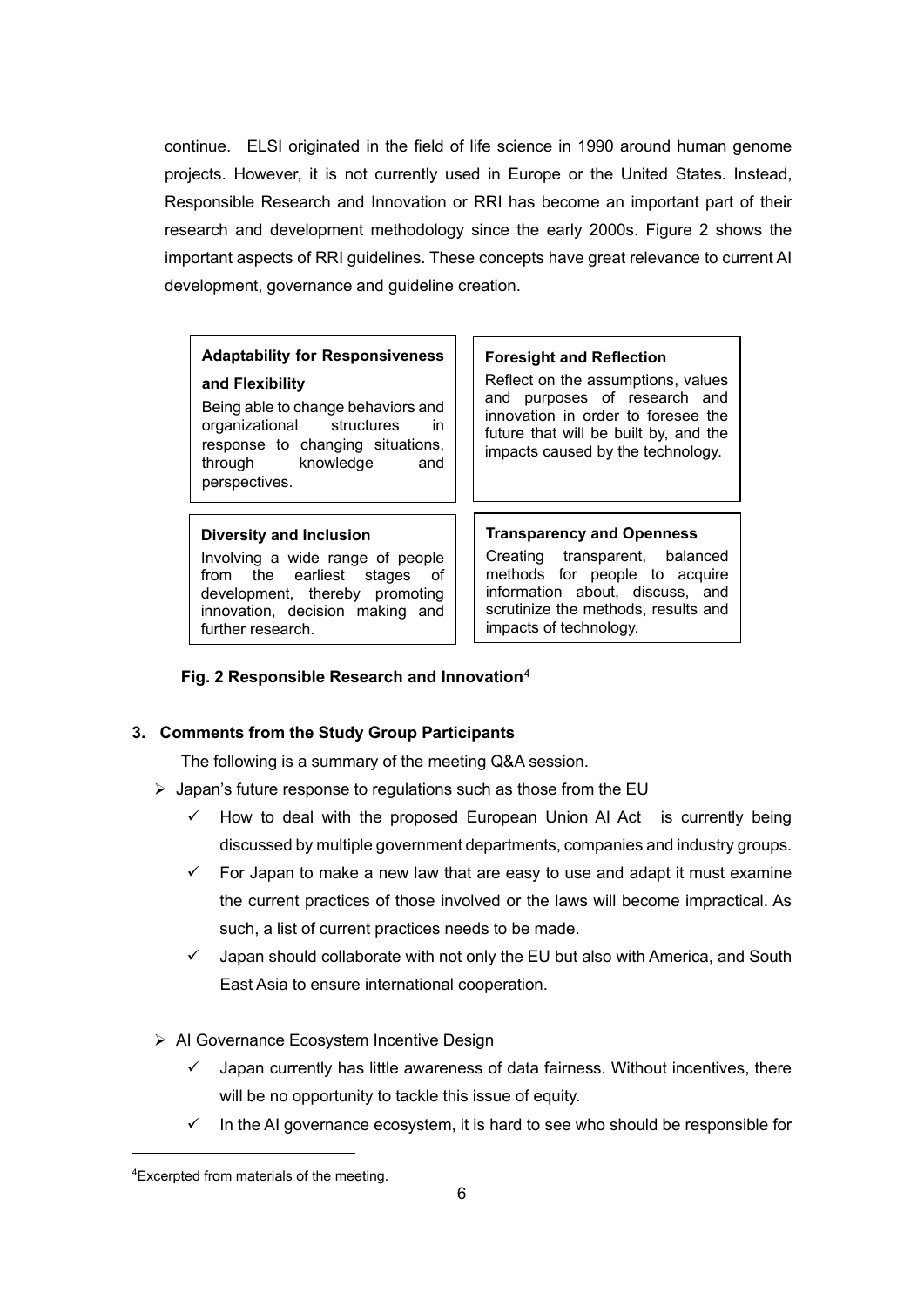continue. ELSI originated in the field of life science in 1990 around human genome projects. However, it is not currently used in Europe or the United States. Instead, Responsible Research and Innovation or RRI has become an important part of their research and development methodology since the early 2000s. Figure 2 shows the important aspects of RRI guidelines. These concepts have great relevance to current AI development, governance and guideline creation.

| **Adaptability for Responsiveness and Flexibility**<br>Being able to change behaviors and organizational structures in response to changing situations, through knowledge and perspectives. | **Foresight and Reflection**<br>Reflect on the assumptions, values and purposes of research and innovation in order to foresee the future that will be built by, and the impacts caused by the technology. |
|---|---|
| **Diversity and Inclusion**<br>Involving a wide range of people from the earliest stages of development, thereby promoting innovation, decision making and further research. | **Transparency and Openness**<br>Creating transparent, balanced methods for people to acquire information about, discuss, and scrutinize the methods, results and impacts of technology. |

**Fig. 2 Responsible Research and Innovation**[4]

## 3. Comments from the Study Group Participants

The following is a summary of the meeting Q&A session.

- Japan's future response to regulations such as those from the EU
  - ✓ How to deal with the proposed European Union AI Act is currently being discussed by multiple government departments, companies and industry groups.
  - ✓ For Japan to make a new law that are easy to use and adapt it must examine the current practices of those involved or the laws will become impractical. As such, a list of current practices needs to be made.
  - ✓ Japan should collaborate with not only the EU but also with America, and South East Asia to ensure international cooperation.

- AI Governance Ecosystem Incentive Design
  - ✓ Japan currently has little awareness of data fairness. Without incentives, there will be no opportunity to tackle this issue of equity.
  - ✓ In the AI governance ecosystem, it is hard to see who should be responsible for

[4] Excerpted from materials of the meeting.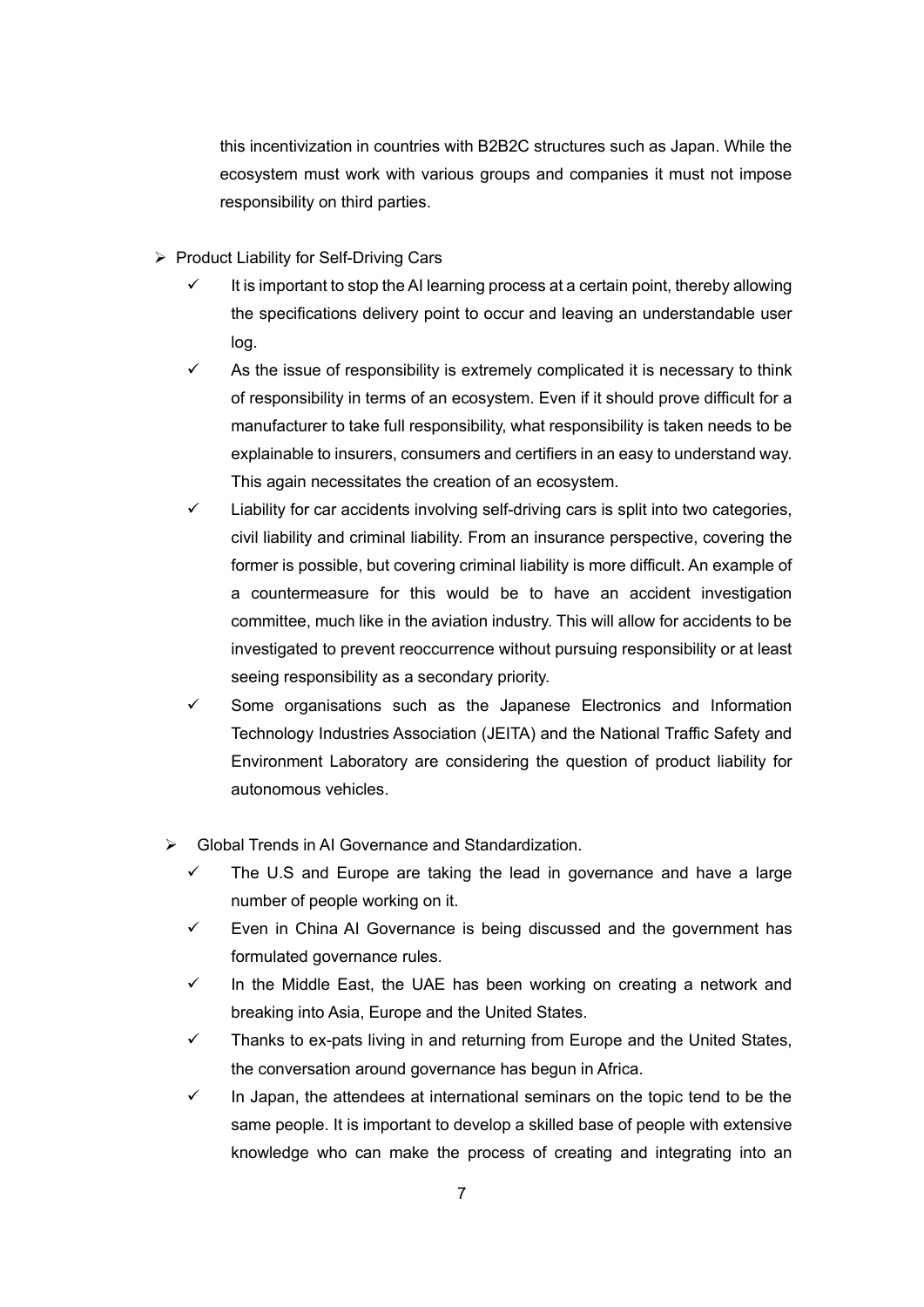this incentivization in countries with B2B2C structures such as Japan. While the ecosystem must work with various groups and companies it must not impose responsibility on third parties.

- Product Liability for Self-Driving Cars
  - ✓ It is important to stop the AI learning process at a certain point, thereby allowing the specifications delivery point to occur and leaving an understandable user log.
  - ✓ As the issue of responsibility is extremely complicated it is necessary to think of responsibility in terms of an ecosystem. Even if it should prove difficult for a manufacturer to take full responsibility, what responsibility is taken needs to be explainable to insurers, consumers and certifiers in an easy to understand way. This again necessitates the creation of an ecosystem.
  - ✓ Liability for car accidents involving self-driving cars is split into two categories, civil liability and criminal liability. From an insurance perspective, covering the former is possible, but covering criminal liability is more difficult. An example of a countermeasure for this would be to have an accident investigation committee, much like in the aviation industry. This will allow for accidents to be investigated to prevent reoccurrence without pursuing responsibility or at least seeing responsibility as a secondary priority.
  - ✓ Some organisations such as the Japanese Electronics and Information Technology Industries Association (JEITA) and the National Traffic Safety and Environment Laboratory are considering the question of product liability for autonomous vehicles.

- Global Trends in AI Governance and Standardization.
  - ✓ The U.S and Europe are taking the lead in governance and have a large number of people working on it.
  - ✓ Even in China AI Governance is being discussed and the government has formulated governance rules.
  - ✓ In the Middle East, the UAE has been working on creating a network and breaking into Asia, Europe and the United States.
  - ✓ Thanks to ex-pats living in and returning from Europe and the United States, the conversation around governance has begun in Africa.
  - ✓ In Japan, the attendees at international seminars on the topic tend to be the same people. It is important to develop a skilled base of people with extensive knowledge who can make the process of creating and integrating into an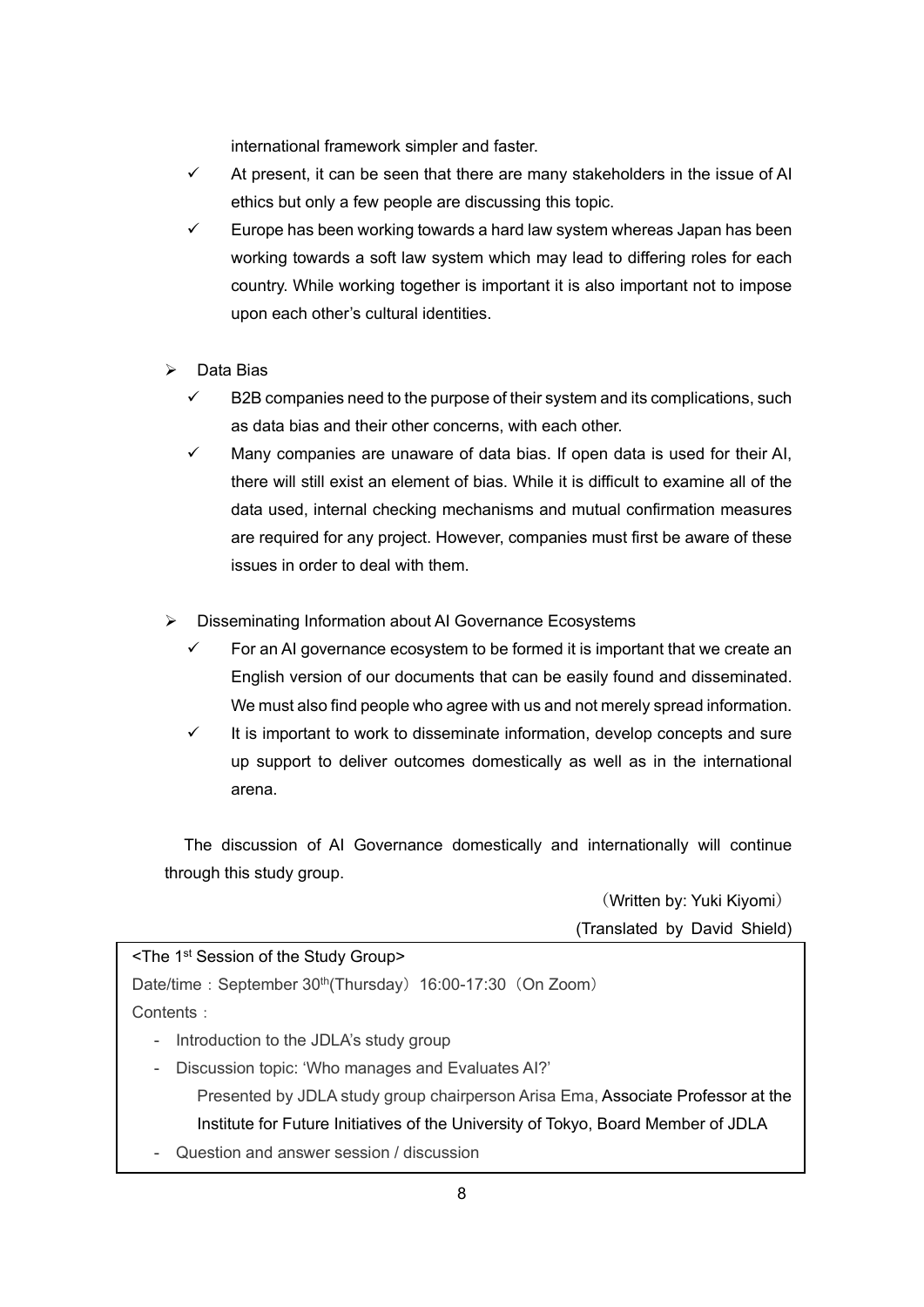international framework simpler and faster.

- ✓ At present, it can be seen that there are many stakeholders in the issue of AI ethics but only a few people are discussing this topic.
- ✓ Europe has been working towards a hard law system whereas Japan has been working towards a soft law system which may lead to differing roles for each country. While working together is important it is also important not to impose upon each other's cultural identities.

➢ Data Bias

- ✓ B2B companies need to the purpose of their system and its complications, such as data bias and their other concerns, with each other.
- ✓ Many companies are unaware of data bias. If open data is used for their AI, there will still exist an element of bias. While it is difficult to examine all of the data used, internal checking mechanisms and mutual confirmation measures are required for any project. However, companies must first be aware of these issues in order to deal with them.

➢ Disseminating Information about AI Governance Ecosystems

- ✓ For an AI governance ecosystem to be formed it is important that we create an English version of our documents that can be easily found and disseminated. We must also find people who agree with us and not merely spread information.
- ✓ It is important to work to disseminate information, develop concepts and sure up support to deliver outcomes domestically as well as in the international arena.

The discussion of AI Governance domestically and internationally will continue through this study group.

（Written by: Yuki Kiyomi）

(Translated by David Shield)

<The 1st Session of the Study Group>

Date/time：September 30th(Thursday）16:00-17:30（On Zoom）

Contents：

- Introduction to the JDLA's study group
- Discussion topic: 'Who manages and Evaluates AI?'
  Presented by JDLA study group chairperson Arisa Ema, Associate Professor at the Institute for Future Initiatives of the University of Tokyo, Board Member of JDLA
- Question and answer session / discussion